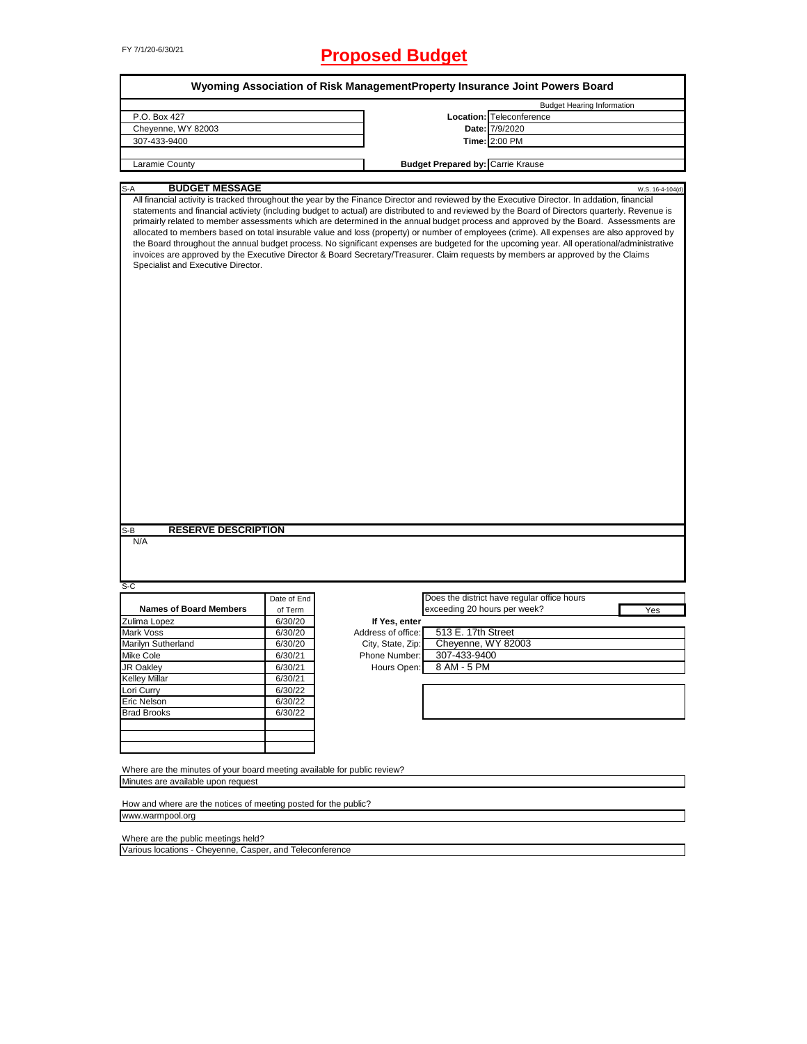FY 7/1/20-6/30/21

# Proposed Budget

## Wyoming Association of Risk ManagementProperty Insurance Joint Powers Board

| | Budget Hearing Information | |
|---|---|---|
| P.O. Box 427 | **Location:** | Teleconference |
| Cheyenne, WY 82003 | **Date:** | 7/9/2020 |
| 307-433-9400 | **Time:** | 2:00 PM |
| | | |
| Laramie County | **Budget Prepared by:** | Carrie Krause |

### S-A BUDGET MESSAGE

W.S. 16-4-104(d)

All financial activity is tracked throughout the year by the Finance Director and reviewed by the Executive Director. In addation, financial statements and financial activiety (including budget to actual) are distributed to and reviewed by the Board of Directors quarterly. Revenue is primairly related to member assessments which are determined in the annual budget process and approved by the Board. Assessments are allocated to members based on total insurable value and loss (property) or number of employees (crime). All expenses are also approved by the Board throughout the annual budget process. No significant expenses are budgeted for the upcoming year. All operational/administrative invoices are approved by the Executive Director & Board Secretary/Treasurer. Claim requests by members ar approved by the Claims Specialist and Executive Director.

### S-B RESERVE DESCRIPTION

N/A

### S-C

| Names of Board Members | Date of End of Term |
|---|---|
| Zulima Lopez | 6/30/20 |
| Mark Voss | 6/30/20 |
| Marilyn Sutherland | 6/30/20 |
| Mike Cole | 6/30/21 |
| JR Oakley | 6/30/21 |
| Kelley Millar | 6/30/21 |
| Lori Curry | 6/30/22 |
| Eric Nelson | 6/30/22 |
| Brad Brooks | 6/30/22 |
| | |
| | |
| | |

Does the district have regular office hours exceeding 20 hours per week? **Yes**

| If Yes, enter | |
|---|---|
| Address of office: | 513 E. 17th Street |
| City, State, Zip: | Cheyenne, WY 82003 |
| Phone Number: | 307-433-9400 |
| Hours Open: | 8 AM - 5 PM |

Where are the minutes of your board meeting available for public review?

Minutes are available upon request

How and where are the notices of meeting posted for the public?

www.warmpool.org

Where are the public meetings held?

Various locations - Cheyenne, Casper, and Teleconference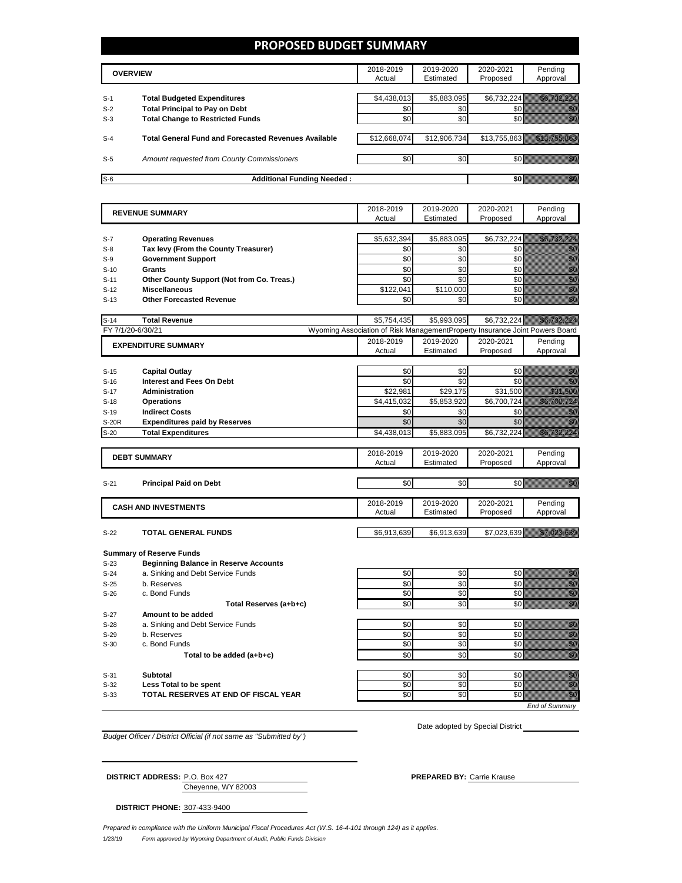# PROPOSED BUDGET SUMMARY

| | OVERVIEW | 2018-2019 Actual | 2019-2020 Estimated | 2020-2021 Proposed | Pending Approval |
|---|---|---|---|---|---|
| S-1 | **Total Budgeted Expenditures** | $4,438,013 | $5,883,095 | $6,732,224 | $6,732,224 |
| S-2 | **Total Principal to Pay on Debt** | $0 | $0 | $0 | $0 |
| S-3 | **Total Change to Restricted Funds** | $0 | $0 | $0 | $0 |
| S-4 | **Total General Fund and Forecasted Revenues Available** | $12,668,074 | $12,906,734 | $13,755,863 | $13,755,863 |
| S-5 | *Amount requested from County Commissioners* | $0 | $0 | $0 | $0 |
| S-6 | **Additional Funding Needed :** | | | **$0** | $0 |

| | REVENUE SUMMARY | 2018-2019 Actual | 2019-2020 Estimated | 2020-2021 Proposed | Pending Approval |
|---|---|---|---|---|---|
| S-7 | **Operating Revenues** | $5,632,394 | $5,883,095 | $6,732,224 | $6,732,224 |
| S-8 | **Tax levy (From the County Treasurer)** | $0 | $0 | $0 | $0 |
| S-9 | **Government Support** | $0 | $0 | $0 | $0 |
| S-10 | **Grants** | $0 | $0 | $0 | $0 |
| S-11 | **Other County Support (Not from Co. Treas.)** | $0 | $0 | $0 | $0 |
| S-12 | **Miscellaneous** | $122,041 | $110,000 | $0 | $0 |
| S-13 | **Other Forecasted Revenue** | $0 | $0 | $0 | $0 |
| S-14 | **Total Revenue** | $5,754,435 | $5,993,095 | $6,732,224 | $6,732,224 |

FY 7/1/20-6/30/21 — Wyoming Association of Risk ManagementProperty Insurance Joint Powers Board

| | EXPENDITURE SUMMARY | 2018-2019 Actual | 2019-2020 Estimated | 2020-2021 Proposed | Pending Approval |
|---|---|---|---|---|---|
| S-15 | **Capital Outlay** | $0 | $0 | $0 | $0 |
| S-16 | **Interest and Fees On Debt** | $0 | $0 | $0 | $0 |
| S-17 | **Administration** | $22,981 | $29,175 | $31,500 | $31,500 |
| S-18 | **Operations** | $4,415,032 | $5,853,920 | $6,700,724 | $6,700,724 |
| S-19 | **Indirect Costs** | $0 | $0 | $0 | $0 |
| S-20R | **Expenditures paid by Reserves** | $0 | $0 | $0 | $0 |
| S-20 | **Total Expenditures** | $4,438,013 | $5,883,095 | $6,732,224 | $6,732,224 |

| | DEBT SUMMARY | 2018-2019 Actual | 2019-2020 Estimated | 2020-2021 Proposed | Pending Approval |
|---|---|---|---|---|---|
| S-21 | **Principal Paid on Debt** | $0 | $0 | $0 | $0 |

| | CASH AND INVESTMENTS | 2018-2019 Actual | 2019-2020 Estimated | 2020-2021 Proposed | Pending Approval |
|---|---|---|---|---|---|
| S-22 | **TOTAL GENERAL FUNDS** | $6,913,639 | $6,913,639 | $7,023,639 | $7,023,639 |
| | **Summary of Reserve Funds** | | | | |
| S-23 | **Beginning Balance in Reserve Accounts** | | | | |
| S-24 | a. Sinking and Debt Service Funds | $0 | $0 | $0 | $0 |
| S-25 | b. Reserves | $0 | $0 | $0 | $0 |
| S-26 | c. Bond Funds | $0 | $0 | $0 | $0 |
| | **Total Reserves (a+b+c)** | $0 | $0 | $0 | $0 |
| S-27 | **Amount to be added** | | | | |
| S-28 | a. Sinking and Debt Service Funds | $0 | $0 | $0 | $0 |
| S-29 | b. Reserves | $0 | $0 | $0 | $0 |
| S-30 | c. Bond Funds | $0 | $0 | $0 | $0 |
| | **Total to be added (a+b+c)** | $0 | $0 | $0 | $0 |
| S-31 | **Subtotal** | $0 | $0 | $0 | $0 |
| S-32 | **Less Total to be spent** | $0 | $0 | $0 | $0 |
| S-33 | **TOTAL RESERVES AT END OF FISCAL YEAR** | $0 | $0 | $0 | $0 |

*End of Summary*

*Budget Officer / District Official (if not same as "Submitted by")*

Date adopted by Special District

**DISTRICT ADDRESS:** P.O. Box 427
Cheyenne, WY 82003

**PREPARED BY:** Carrie Krause

**DISTRICT PHONE:** 307-433-9400

*Prepared in compliance with the Uniform Municipal Fiscal Procedures Act (W.S. 16-4-101 through 124) as it applies.*

1/23/19 *Form approved by Wyoming Department of Audit, Public Funds Division*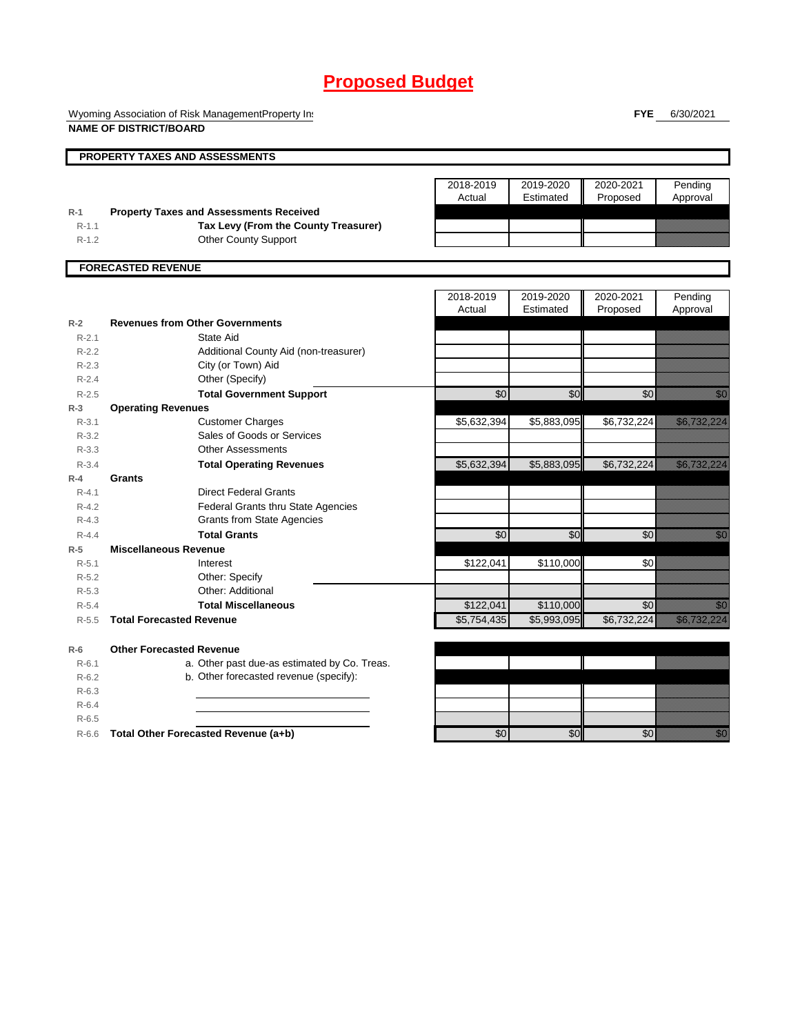# Proposed Budget

Wyoming Association of Risk ManagementProperty In:
**NAME OF DISTRICT/BOARD**

**FYE** 6/30/2021

## PROPERTY TAXES AND ASSESSMENTS

| | | 2018-2019 Actual | 2019-2020 Estimated | 2020-2021 Proposed | Pending Approval |
|---|---|---|---|---|---|
| R-1 | **Property Taxes and Assessments Received** | | | | |
| R-1.1 | **Tax Levy (From the County Treasurer)** | | | | |
| R-1.2 | Other County Support | | | | |

## FORECASTED REVENUE

| | | 2018-2019 Actual | 2019-2020 Estimated | 2020-2021 Proposed | Pending Approval |
|---|---|---|---|---|---|
| R-2 | **Revenues from Other Governments** | | | | |
| R-2.1 | State Aid | | | | |
| R-2.2 | Additional County Aid (non-treasurer) | | | | |
| R-2.3 | City (or Town) Aid | | | | |
| R-2.4 | Other (Specify) | | | | |
| R-2.5 | **Total Government Support** | $0 | $0 | $0 | $0 |
| R-3 | **Operating Revenues** | | | | |
| R-3.1 | Customer Charges | $5,632,394 | $5,883,095 | $6,732,224 | $6,732,224 |
| R-3.2 | Sales of Goods or Services | | | | |
| R-3.3 | Other Assessments | | | | |
| R-3.4 | **Total Operating Revenues** | $5,632,394 | $5,883,095 | $6,732,224 | $6,732,224 |
| R-4 | **Grants** | | | | |
| R-4.1 | Direct Federal Grants | | | | |
| R-4.2 | Federal Grants thru State Agencies | | | | |
| R-4.3 | Grants from State Agencies | | | | |
| R-4.4 | **Total Grants** | $0 | $0 | $0 | $0 |
| R-5 | **Miscellaneous Revenue** | | | | |
| R-5.1 | Interest | $122,041 | $110,000 | $0 | |
| R-5.2 | Other: Specify | | | | |
| R-5.3 | Other: Additional | | | | |
| R-5.4 | **Total Miscellaneous** | $122,041 | $110,000 | $0 | $0 |
| R-5.5 | **Total Forecasted Revenue** | $5,754,435 | $5,993,095 | $6,732,224 | $6,732,224 |
| R-6 | **Other Forecasted Revenue** | | | | |
| R-6.1 | a. Other past due-as estimated by Co. Treas. | | | | |
| R-6.2 | b. Other forecasted revenue (specify): | | | | |
| R-6.3 | | | | | |
| R-6.4 | | | | | |
| R-6.5 | | | | | |
| R-6.6 | **Total Other Forecasted Revenue (a+b)** | $0 | $0 | $0 | $0 |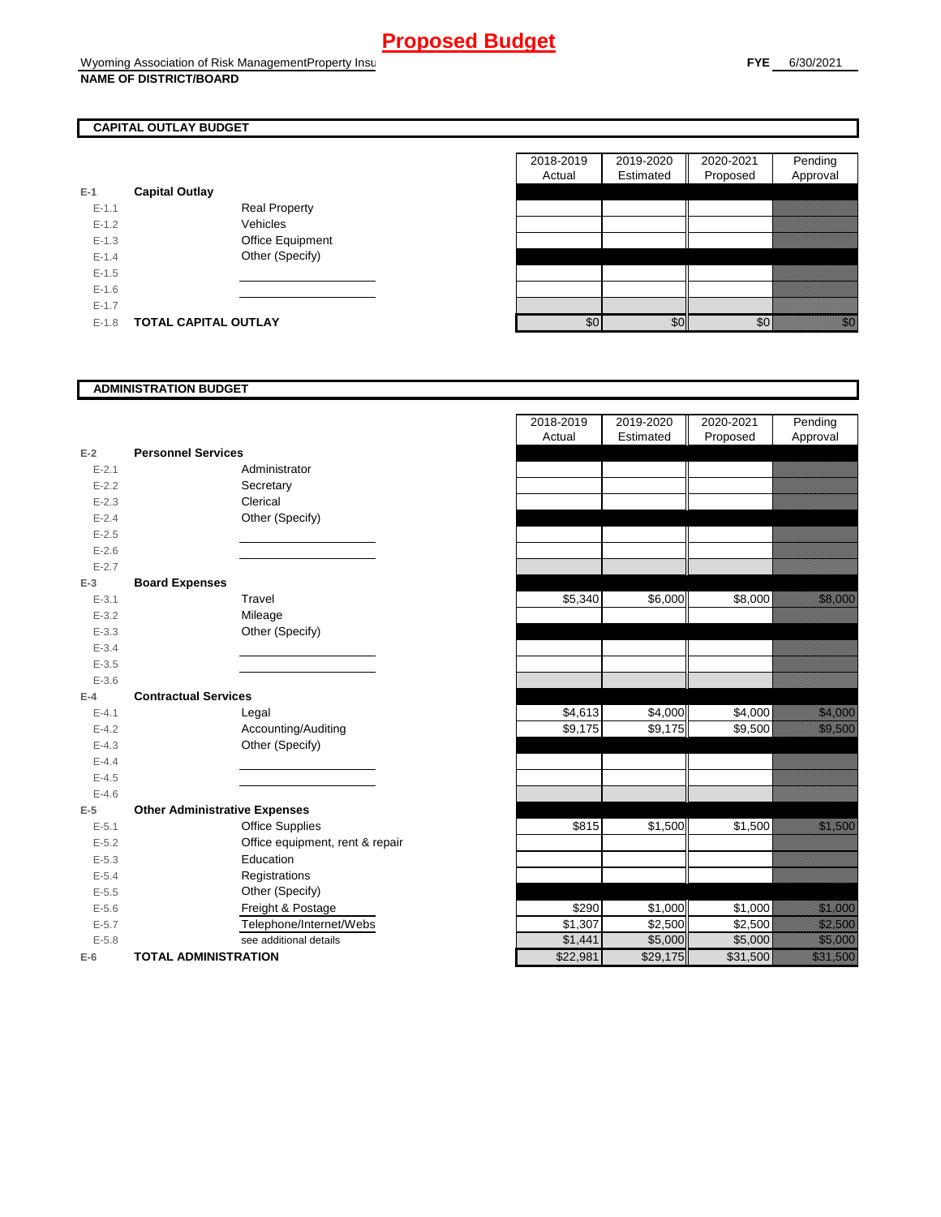# Proposed Budget

Wyoming Association of Risk ManagementProperty Insu
**NAME OF DISTRICT/BOARD**

**FYE** 6/30/2021

## CAPITAL OUTLAY BUDGET

| | | | 2018-2019 Actual | 2019-2020 Estimated | 2020-2021 Proposed | Pending Approval |
|---|---|---|---|---|---|---|
| **E-1** | **Capital Outlay** | | | | | |
| E-1.1 | | Real Property | | | | |
| E-1.2 | | Vehicles | | | | |
| E-1.3 | | Office Equipment | | | | |
| E-1.4 | | Other (Specify) | | | | |
| E-1.5 | | | | | | |
| E-1.6 | | | | | | |
| E-1.7 | | | | | | |
| E-1.8 | **TOTAL CAPITAL OUTLAY** | | $0 | $0 | $0 | $0 |

## ADMINISTRATION BUDGET

| | | | 2018-2019 Actual | 2019-2020 Estimated | 2020-2021 Proposed | Pending Approval |
|---|---|---|---|---|---|---|
| **E-2** | **Personnel Services** | | | | | |
| E-2.1 | | Administrator | | | | |
| E-2.2 | | Secretary | | | | |
| E-2.3 | | Clerical | | | | |
| E-2.4 | | Other (Specify) | | | | |
| E-2.5 | | | | | | |
| E-2.6 | | | | | | |
| E-2.7 | | | | | | |
| **E-3** | **Board Expenses** | | | | | |
| E-3.1 | | Travel | $5,340 | $6,000 | $8,000 | $8,000 |
| E-3.2 | | Mileage | | | | |
| E-3.3 | | Other (Specify) | | | | |
| E-3.4 | | | | | | |
| E-3.5 | | | | | | |
| E-3.6 | | | | | | |
| **E-4** | **Contractual Services** | | | | | |
| E-4.1 | | Legal | $4,613 | $4,000 | $4,000 | $4,000 |
| E-4.2 | | Accounting/Auditing | $9,175 | $9,175 | $9,500 | $9,500 |
| E-4.3 | | Other (Specify) | | | | |
| E-4.4 | | | | | | |
| E-4.5 | | | | | | |
| E-4.6 | | | | | | |
| **E-5** | **Other Administrative Expenses** | | | | | |
| E-5.1 | | Office Supplies | $815 | $1,500 | $1,500 | $1,500 |
| E-5.2 | | Office equipment, rent & repair | | | | |
| E-5.3 | | Education | | | | |
| E-5.4 | | Registrations | | | | |
| E-5.5 | | Other (Specify) | | | | |
| E-5.6 | | Freight & Postage | $290 | $1,000 | $1,000 | $1,000 |
| E-5.7 | | Telephone/Internet/Webs | $1,307 | $2,500 | $2,500 | $2,500 |
| E-5.8 | | see additional details | $1,441 | $5,000 | $5,000 | $5,000 |
| **E-6** | **TOTAL ADMINISTRATION** | | $22,981 | $29,175 | $31,500 | $31,500 |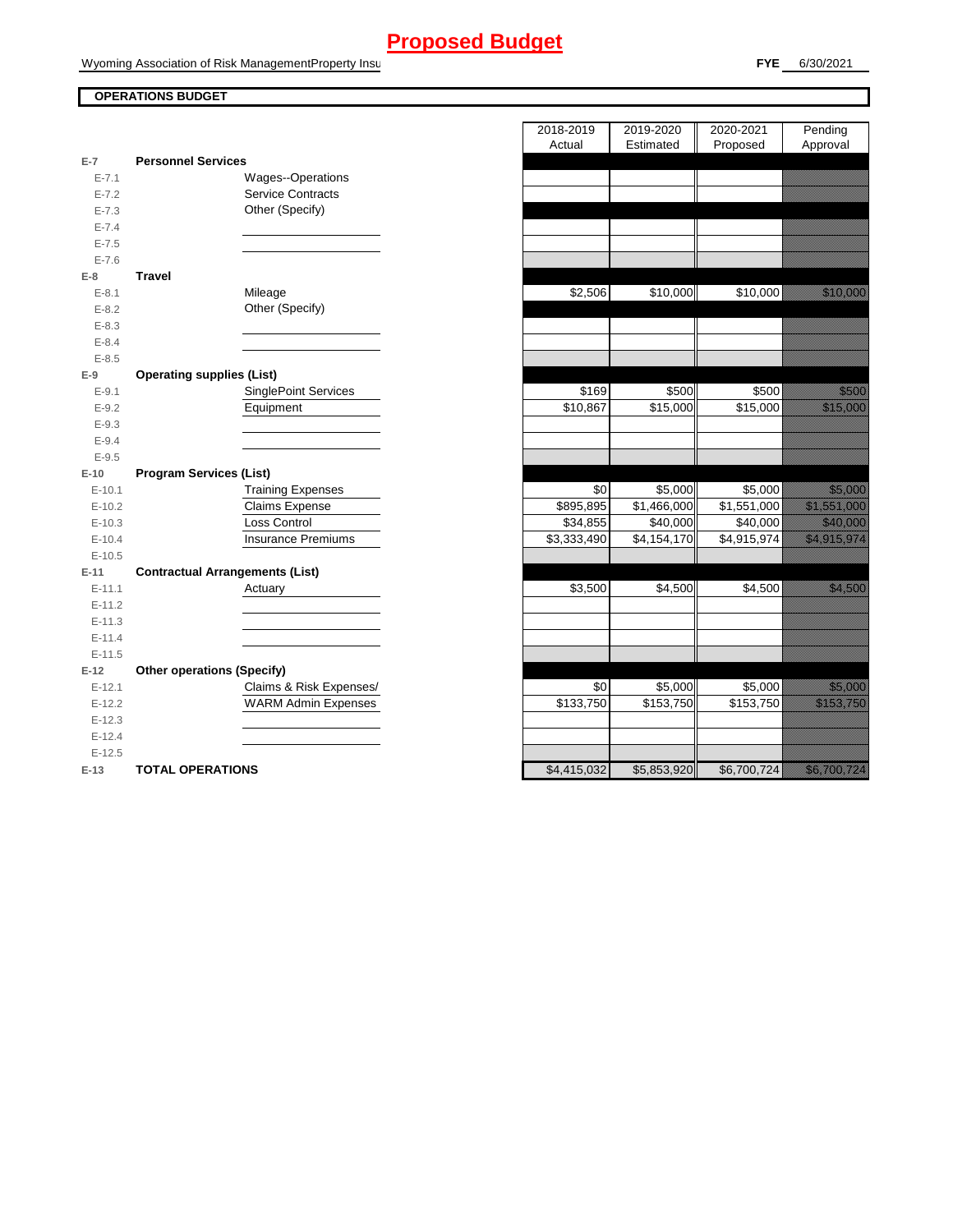# Proposed Budget

Wyoming Association of Risk ManagementProperty Insu

**FYE** 6/30/2021

**OPERATIONS BUDGET**

| | | | 2018-2019 Actual | 2019-2020 Estimated | 2020-2021 Proposed | Pending Approval |
|---|---|---|---|---|---|---|
| **E-7** | **Personnel Services** | | | | | |
| E-7.1 | | Wages--Operations | | | | |
| E-7.2 | | Service Contracts | | | | |
| E-7.3 | | Other (Specify) | | | | |
| E-7.4 | | | | | | |
| E-7.5 | | | | | | |
| E-7.6 | | | | | | |
| **E-8** | **Travel** | | | | | |
| E-8.1 | | Mileage | $2,506 | $10,000 | $10,000 | $10,000 |
| E-8.2 | | Other (Specify) | | | | |
| E-8.3 | | | | | | |
| E-8.4 | | | | | | |
| E-8.5 | | | | | | |
| **E-9** | **Operating supplies (List)** | | | | | |
| E-9.1 | | SinglePoint Services | $169 | $500 | $500 | $500 |
| E-9.2 | | Equipment | $10,867 | $15,000 | $15,000 | $15,000 |
| E-9.3 | | | | | | |
| E-9.4 | | | | | | |
| E-9.5 | | | | | | |
| **E-10** | **Program Services (List)** | | | | | |
| E-10.1 | | Training Expenses | $0 | $5,000 | $5,000 | $5,000 |
| E-10.2 | | Claims Expense | $895,895 | $1,466,000 | $1,551,000 | $1,551,000 |
| E-10.3 | | Loss Control | $34,855 | $40,000 | $40,000 | $40,000 |
| E-10.4 | | Insurance Premiums | $3,333,490 | $4,154,170 | $4,915,974 | $4,915,974 |
| E-10.5 | | | | | | |
| **E-11** | **Contractual Arrangements (List)** | | | | | |
| E-11.1 | | Actuary | $3,500 | $4,500 | $4,500 | $4,500 |
| E-11.2 | | | | | | |
| E-11.3 | | | | | | |
| E-11.4 | | | | | | |
| E-11.5 | | | | | | |
| **E-12** | **Other operations (Specify)** | | | | | |
| E-12.1 | | Claims & Risk Expenses/ | $0 | $5,000 | $5,000 | $5,000 |
| E-12.2 | | WARM Admin Expenses | $133,750 | $153,750 | $153,750 | $153,750 |
| E-12.3 | | | | | | |
| E-12.4 | | | | | | |
| E-12.5 | | | | | | |
| **E-13** | **TOTAL OPERATIONS** | | $4,415,032 | $5,853,920 | $6,700,724 | $6,700,724 |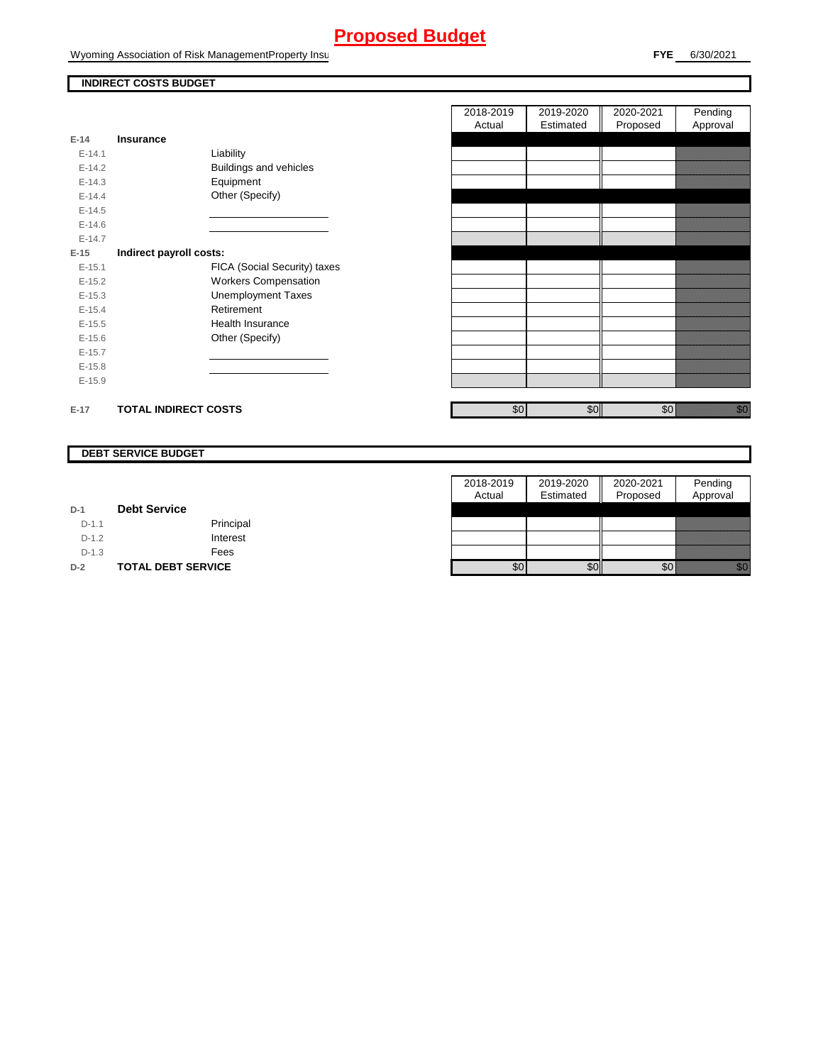# Proposed Budget

Wyoming Association of Risk ManagementProperty Insu

**FYE** 6/30/2021

## INDIRECT COSTS BUDGET

| | | 2018-2019 Actual | 2019-2020 Estimated | 2020-2021 Proposed | Pending Approval |
|---|---|---|---|---|---|
| **E-14** | **Insurance** | | | | |
| E-14.1 | Liability | | | | |
| E-14.2 | Buildings and vehicles | | | | |
| E-14.3 | Equipment | | | | |
| E-14.4 | Other (Specify) | | | | |
| E-14.5 | | | | | |
| E-14.6 | | | | | |
| E-14.7 | | | | | |
| **E-15** | **Indirect payroll costs:** | | | | |
| E-15.1 | FICA (Social Security) taxes | | | | |
| E-15.2 | Workers Compensation | | | | |
| E-15.3 | Unemployment Taxes | | | | |
| E-15.4 | Retirement | | | | |
| E-15.5 | Health Insurance | | | | |
| E-15.6 | Other (Specify) | | | | |
| E-15.7 | | | | | |
| E-15.8 | | | | | |
| E-15.9 | | | | | |
| **E-17** | **TOTAL INDIRECT COSTS** | $0 | $0 | $0 | $0 |

## DEBT SERVICE BUDGET

| | | 2018-2019 Actual | 2019-2020 Estimated | 2020-2021 Proposed | Pending Approval |
|---|---|---|---|---|---|
| **D-1** | **Debt Service** | | | | |
| D-1.1 | Principal | | | | |
| D-1.2 | Interest | | | | |
| D-1.3 | Fees | | | | |
| **D-2** | **TOTAL DEBT SERVICE** | $0 | $0 | $0 | $0 |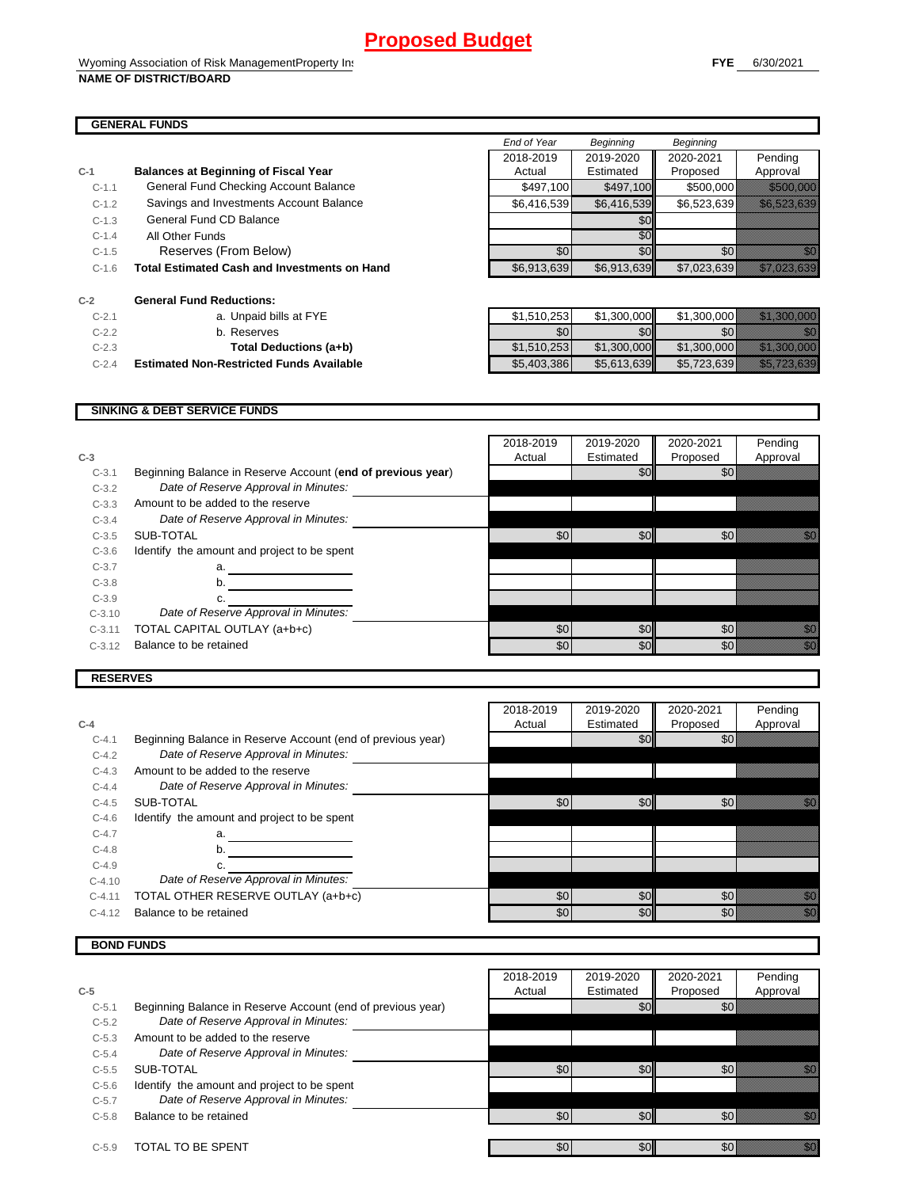# Proposed Budget

Wyoming Association of Risk ManagementProperty Ins

**NAME OF DISTRICT/BOARD**

**FYE** 6/30/2021

## GENERAL FUNDS

| | | End of Year 2018-2019 Actual | Beginning 2019-2020 Estimated | Beginning 2020-2021 Proposed | Pending Approval |
|---|---|---|---|---|---|
| **C-1** | **Balances at Beginning of Fiscal Year** | | | | |
| C-1.1 | General Fund Checking Account Balance | $497,100 | $497,100 | $500,000 | $500,000 |
| C-1.2 | Savings and Investments Account Balance | $6,416,539 | $6,416,539 | $6,523,639 | $6,523,639 |
| C-1.3 | General Fund CD Balance | | $0 | | |
| C-1.4 | All Other Funds | | $0 | | |
| C-1.5 | Reserves (From Below) | $0 | $0 | $0 | $0 |
| C-1.6 | **Total Estimated Cash and Investments on Hand** | $6,913,639 | $6,913,639 | $7,023,639 | $7,023,639 |
| **C-2** | **General Fund Reductions:** | | | | |
| C-2.1 | a. Unpaid bills at FYE | $1,510,253 | $1,300,000 | $1,300,000 | $1,300,000 |
| C-2.2 | b. Reserves | $0 | $0 | $0 | $0 |
| C-2.3 | **Total Deductions (a+b)** | $1,510,253 | $1,300,000 | $1,300,000 | $1,300,000 |
| C-2.4 | **Estimated Non-Restricted Funds Available** | $5,403,386 | $5,613,639 | $5,723,639 | $5,723,639 |

## SINKING & DEBT SERVICE FUNDS

| **C-3** | | 2018-2019 Actual | 2019-2020 Estimated | 2020-2021 Proposed | Pending Approval |
|---|---|---|---|---|---|
| C-3.1 | Beginning Balance in Reserve Account (**end of previous year**) | | $0 | $0 | |
| C-3.2 | *Date of Reserve Approval in Minutes:* | | | | |
| C-3.3 | Amount to be added to the reserve | | | | |
| C-3.4 | *Date of Reserve Approval in Minutes:* | | | | |
| C-3.5 | SUB-TOTAL | $0 | $0 | $0 | $0 |
| C-3.6 | Identify the amount and project to be spent | | | | |
| C-3.7 | a. | | | | |
| C-3.8 | b. | | | | |
| C-3.9 | c. | | | | |
| C-3.10 | *Date of Reserve Approval in Minutes:* | | | | |
| C-3.11 | TOTAL CAPITAL OUTLAY (a+b+c) | $0 | $0 | $0 | $0 |
| C-3.12 | Balance to be retained | $0 | $0 | $0 | $0 |

## RESERVES

| **C-4** | | 2018-2019 Actual | 2019-2020 Estimated | 2020-2021 Proposed | Pending Approval |
|---|---|---|---|---|---|
| C-4.1 | Beginning Balance in Reserve Account (end of previous year) | | $0 | $0 | |
| C-4.2 | *Date of Reserve Approval in Minutes:* | | | | |
| C-4.3 | Amount to be added to the reserve | | | | |
| C-4.4 | *Date of Reserve Approval in Minutes:* | | | | |
| C-4.5 | SUB-TOTAL | $0 | $0 | $0 | $0 |
| C-4.6 | Identify the amount and project to be spent | | | | |
| C-4.7 | a. | | | | |
| C-4.8 | b. | | | | |
| C-4.9 | c. | | | | |
| C-4.10 | *Date of Reserve Approval in Minutes:* | | | | |
| C-4.11 | TOTAL OTHER RESERVE OUTLAY (a+b+c) | $0 | $0 | $0 | $0 |
| C-4.12 | Balance to be retained | $0 | $0 | $0 | $0 |

## BOND FUNDS

| **C-5** | | 2018-2019 Actual | 2019-2020 Estimated | 2020-2021 Proposed | Pending Approval |
|---|---|---|---|---|---|
| C-5.1 | Beginning Balance in Reserve Account (end of previous year) | | $0 | $0 | |
| C-5.2 | *Date of Reserve Approval in Minutes:* | | | | |
| C-5.3 | Amount to be added to the reserve | | | | |
| C-5.4 | *Date of Reserve Approval in Minutes:* | | | | |
| C-5.5 | SUB-TOTAL | $0 | $0 | $0 | $0 |
| C-5.6 | Identify the amount and project to be spent | | | | |
| C-5.7 | *Date of Reserve Approval in Minutes:* | | | | |
| C-5.8 | Balance to be retained | $0 | $0 | $0 | $0 |
| C-5.9 | TOTAL TO BE SPENT | $0 | $0 | $0 | $0 |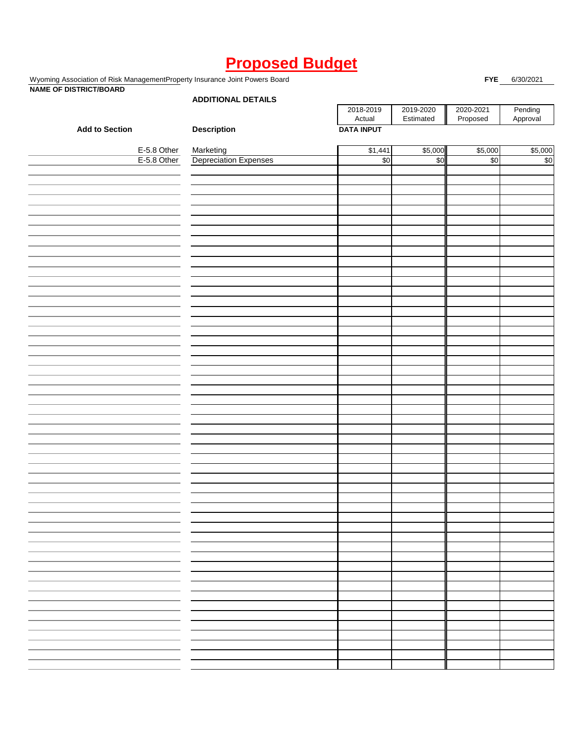# Proposed Budget

Wyoming Association of Risk ManagementProperty Insurance Joint Powers Board

**NAME OF DISTRICT/BOARD**

**FYE** 6/30/2021

**ADDITIONAL DETAILS**

| **Add to Section** | **Description** | 2018-2019 Actual | 2019-2020 Estimated | 2020-2021 Proposed | Pending Approval |
|---|---|---|---|---|---|
| | | **DATA INPUT** | | | |
| E-5.8 Other | Marketing | $1,441 | $5,000 | $5,000 | $5,000 |
| E-5.8 Other | Depreciation Expenses | $0 | $0 | $0 | $0 |